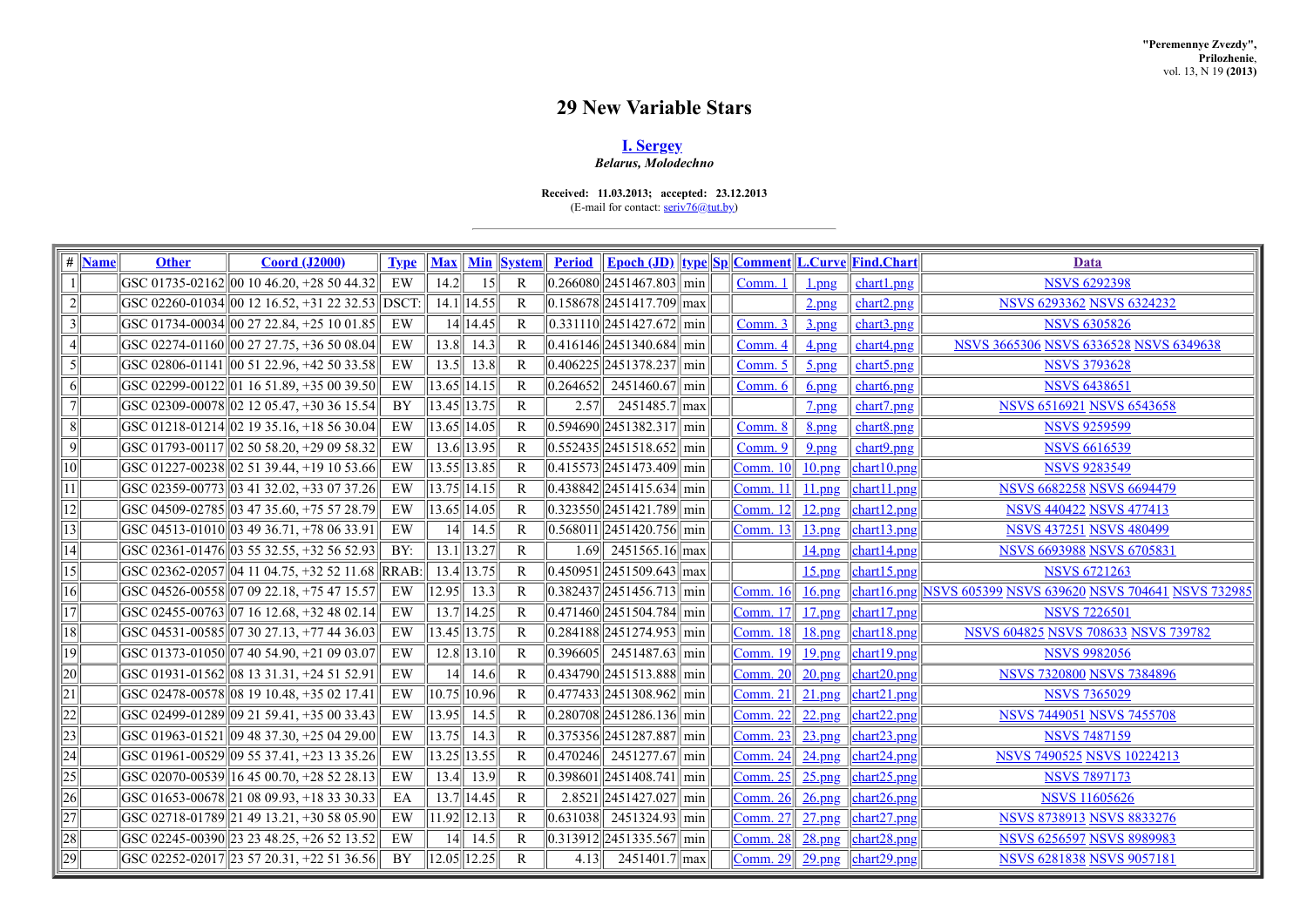"Peremennye Zvezdy",
Prilozhenie,
vol. 13, N 19 (2013)

# 29 New Variable Stars

**I. Sergey**
***Belarus, Molodechno***

**Received: 11.03.2013; accepted: 23.12.2013**
(E-mail for contact: seriv76@tut.by)

| # | Name | Other | Coord (J2000) | Type | Max | Min | System | Period | Epoch (JD) | type | Sp | Comment | L.Curve | Find.Chart | Data |
|---|---|---|---|---|---|---|---|---|---|---|---|---|---|---|---|
| 1 | | GSC 01735-02162 | 00 10 46.20, +28 50 44.32 | EW | 14.2 | 15 | R | 0.266080 | 2451467.803 | min | | Comm. 1 | 1.png | chart1.png | NSVS 6292398 |
| 2 | | GSC 02260-01034 | 00 12 16.52, +31 22 32.53 | DSCT: | 14.1 | 14.55 | R | 0.158678 | 2451417.709 | max | | | 2.png | chart2.png | NSVS 6293362 NSVS 6324232 |
| 3 | | GSC 01734-00034 | 00 27 22.84, +25 10 01.85 | EW | 14 | 14.45 | R | 0.331110 | 2451427.672 | min | | Comm. 3 | 3.png | chart3.png | NSVS 6305826 |
| 4 | | GSC 02274-01160 | 00 27 27.75, +36 50 08.04 | EW | 13.8 | 14.3 | R | 0.416146 | 2451340.684 | min | | Comm. 4 | 4.png | chart4.png | NSVS 3665306 NSVS 6336528 NSVS 6349638 |
| 5 | | GSC 02806-01141 | 00 51 22.96, +42 50 33.58 | EW | 13.5 | 13.8 | R | 0.406225 | 2451378.237 | min | | Comm. 5 | 5.png | chart5.png | NSVS 3793628 |
| 6 | | GSC 02299-00122 | 01 16 51.89, +35 00 39.50 | EW | 13.65 | 14.15 | R | 0.264652 | 2451460.67 | min | | Comm. 6 | 6.png | chart6.png | NSVS 6438651 |
| 7 | | GSC 02309-00078 | 02 12 05.47, +30 36 15.54 | BY | 13.45 | 13.75 | R | 2.57 | 2451485.7 | max | | | 7.png | chart7.png | NSVS 6516921 NSVS 6543658 |
| 8 | | GSC 01218-01214 | 02 19 35.16, +18 56 30.04 | EW | 13.65 | 14.05 | R | 0.594690 | 2451382.317 | min | | Comm. 8 | 8.png | chart8.png | NSVS 9259599 |
| 9 | | GSC 01793-00117 | 02 50 58.20, +29 09 58.32 | EW | 13.6 | 13.95 | R | 0.552435 | 2451518.652 | min | | Comm. 9 | 9.png | chart9.png | NSVS 6616539 |
| 10 | | GSC 01227-00238 | 02 51 39.44, +19 10 53.66 | EW | 13.55 | 13.85 | R | 0.415573 | 2451473.409 | min | | Comm. 10 | 10.png | chart10.png | NSVS 9283549 |
| 11 | | GSC 02359-00773 | 03 41 32.02, +33 07 37.26 | EW | 13.75 | 14.15 | R | 0.438842 | 2451415.634 | min | | Comm. 11 | 11.png | chart11.png | NSVS 6682258 NSVS 6694479 |
| 12 | | GSC 04509-02785 | 03 47 35.60, +75 57 28.79 | EW | 13.65 | 14.05 | R | 0.323550 | 2451421.789 | min | | Comm. 12 | 12.png | chart12.png | NSVS 440422 NSVS 477413 |
| 13 | | GSC 04513-01010 | 03 49 36.71, +78 06 33.91 | EW | 14 | 14.5 | R | 0.568011 | 2451420.756 | min | | Comm. 13 | 13.png | chart13.png | NSVS 437251 NSVS 480499 |
| 14 | | GSC 02361-01476 | 03 55 32.55, +32 56 52.93 | BY: | 13.1 | 13.27 | R | 1.69 | 2451565.16 | max | | | 14.png | chart14.png | NSVS 6693988 NSVS 6705831 |
| 15 | | GSC 02362-02057 | 04 11 04.75, +32 52 11.68 | RRAB: | 13.4 | 13.75 | R | 0.450951 | 2451509.643 | max | | | 15.png | chart15.png | NSVS 6721263 |
| 16 | | GSC 04526-00558 | 07 09 22.18, +75 47 15.57 | EW | 12.95 | 13.3 | R | 0.382437 | 2451456.713 | min | | Comm. 16 | 16.png | chart16.png | NSVS 605399 NSVS 639620 NSVS 704641 NSVS 732985 |
| 17 | | GSC 02455-00763 | 07 16 12.68, +32 48 02.14 | EW | 13.7 | 14.25 | R | 0.471460 | 2451504.784 | min | | Comm. 17 | 17.png | chart17.png | NSVS 7226501 |
| 18 | | GSC 04531-00585 | 07 30 27.13, +77 44 36.03 | EW | 13.45 | 13.75 | R | 0.284188 | 2451274.953 | min | | Comm. 18 | 18.png | chart18.png | NSVS 604825 NSVS 708633 NSVS 739782 |
| 19 | | GSC 01373-01050 | 07 40 54.90, +21 09 03.07 | EW | 12.8 | 13.10 | R | 0.396605 | 2451487.63 | min | | Comm. 19 | 19.png | chart19.png | NSVS 9982056 |
| 20 | | GSC 01931-01562 | 08 13 31.31, +24 51 52.91 | EW | 14 | 14.6 | R | 0.434790 | 2451513.888 | min | | Comm. 20 | 20.png | chart20.png | NSVS 7320800 NSVS 7384896 |
| 21 | | GSC 02478-00578 | 08 19 10.48, +35 02 17.41 | EW | 10.75 | 10.96 | R | 0.477433 | 2451308.962 | min | | Comm. 21 | 21.png | chart21.png | NSVS 7365029 |
| 22 | | GSC 02499-01289 | 09 21 59.41, +35 00 33.43 | EW | 13.95 | 14.5 | R | 0.280708 | 2451286.136 | min | | Comm. 22 | 22.png | chart22.png | NSVS 7449051 NSVS 7455708 |
| 23 | | GSC 01963-01521 | 09 48 37.30, +25 04 29.00 | EW | 13.75 | 14.3 | R | 0.375356 | 2451287.887 | min | | Comm. 23 | 23.png | chart23.png | NSVS 7487159 |
| 24 | | GSC 01961-00529 | 09 55 37.41, +23 13 35.26 | EW | 13.25 | 13.55 | R | 0.470246 | 2451277.67 | min | | Comm. 24 | 24.png | chart24.png | NSVS 7490525 NSVS 10224213 |
| 25 | | GSC 02070-00539 | 16 45 00.70, +28 52 28.13 | EW | 13.4 | 13.9 | R | 0.398601 | 2451408.741 | min | | Comm. 25 | 25.png | chart25.png | NSVS 7897173 |
| 26 | | GSC 01653-00678 | 21 08 09.93, +18 33 30.33 | EA | 13.7 | 14.45 | R | 2.8521 | 2451427.027 | min | | Comm. 26 | 26.png | chart26.png | NSVS 11605626 |
| 27 | | GSC 02718-01789 | 21 49 13.21, +30 58 05.90 | EW | 11.92 | 12.13 | R | 0.631038 | 2451324.93 | min | | Comm. 27 | 27.png | chart27.png | NSVS 8738913 NSVS 8833276 |
| 28 | | GSC 02245-00390 | 23 23 48.25, +26 52 13.52 | EW | 14 | 14.5 | R | 0.313912 | 2451335.567 | min | | Comm. 28 | 28.png | chart28.png | NSVS 6256597 NSVS 8989983 |
| 29 | | GSC 02252-02017 | 23 57 20.31, +22 51 36.56 | BY | 12.05 | 12.25 | R | 4.13 | 2451401.7 | max | | Comm. 29 | 29.png | chart29.png | NSVS 6281838 NSVS 9057181 |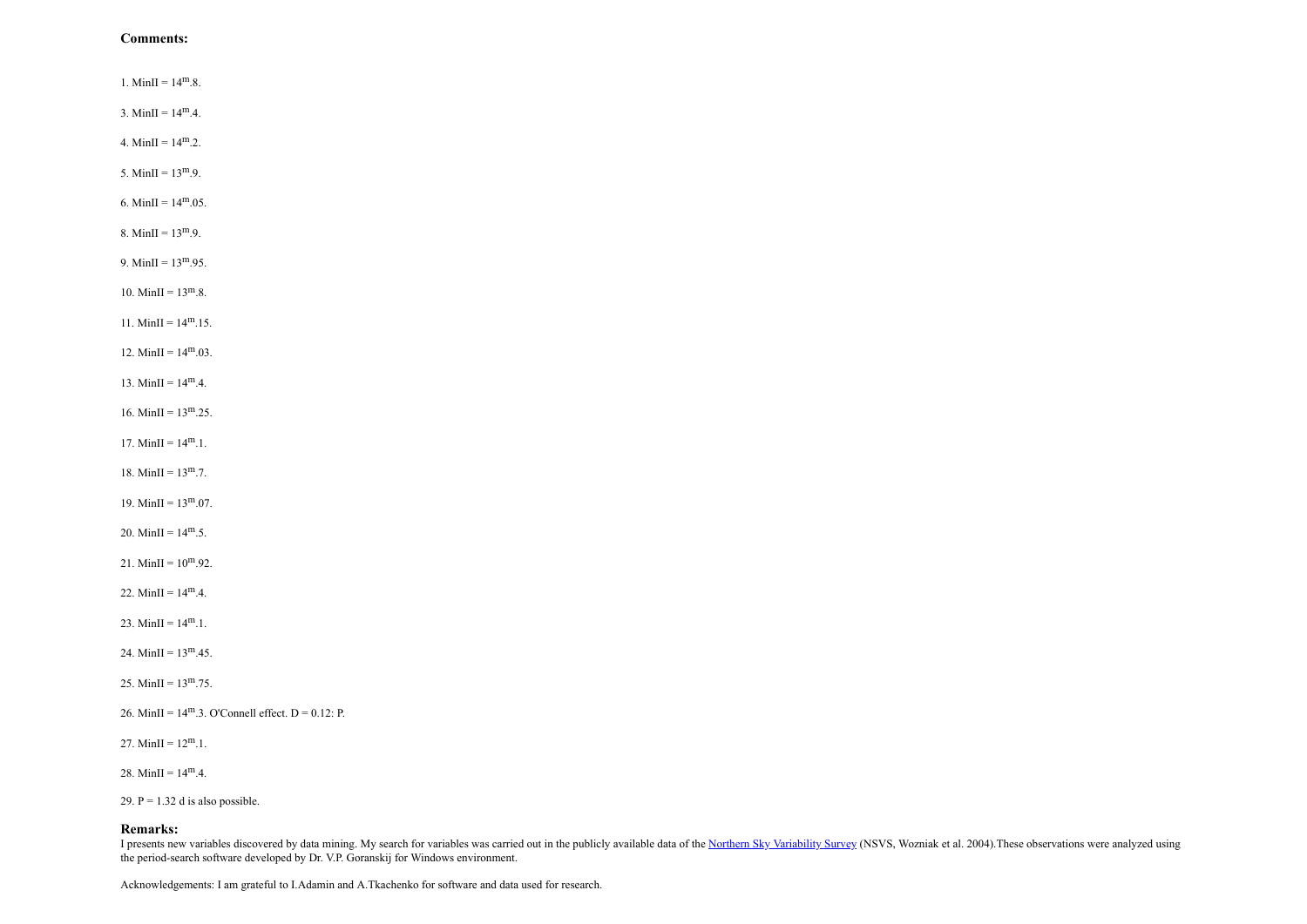### Comments:

1. MinII = $14^m.8$.

3. MinII = $14^m.4$.

4. MinII = $14^m.2$.

5. MinII = $13^m.9$.

6. MinII = $14^m.05$.

8. MinII = $13^m.9$.

9. MinII = $13^m.95$.

10. MinII = $13^m.8$.

11. MinII = $14^m.15$.

12. MinII = $14^m.03$.

13. MinII = $14^m.4$.

16. MinII = $13^m.25$.

17. MinII = $14^m.1$.

18. MinII = $13^m.7$.

19. MinII = $13^m.07$.

20. MinII = $14^m.5$.

21. MinII = $10^m.92$.

22. MinII = $14^m.4$.

23. MinII = $14^m.1$.

24. MinII = $13^m.45$.

25. MinII = $13^m.75$.

26. MinII = $14^m.3$. O'Connell effect. D = 0.12: P.

27. MinII = $12^m.1$.

28. MinII = $14^m.4$.

29. P = 1.32 d is also possible.

### Remarks:

I presents new variables discovered by data mining. My search for variables was carried out in the publicly available data of the Northern Sky Variability Survey (NSVS, Wozniak et al. 2004).These observations were analyzed using the period-search software developed by Dr. V.P. Goranskij for Windows environment.

Acknowledgements: I am grateful to I.Adamin and A.Tkachenko for software and data used for research.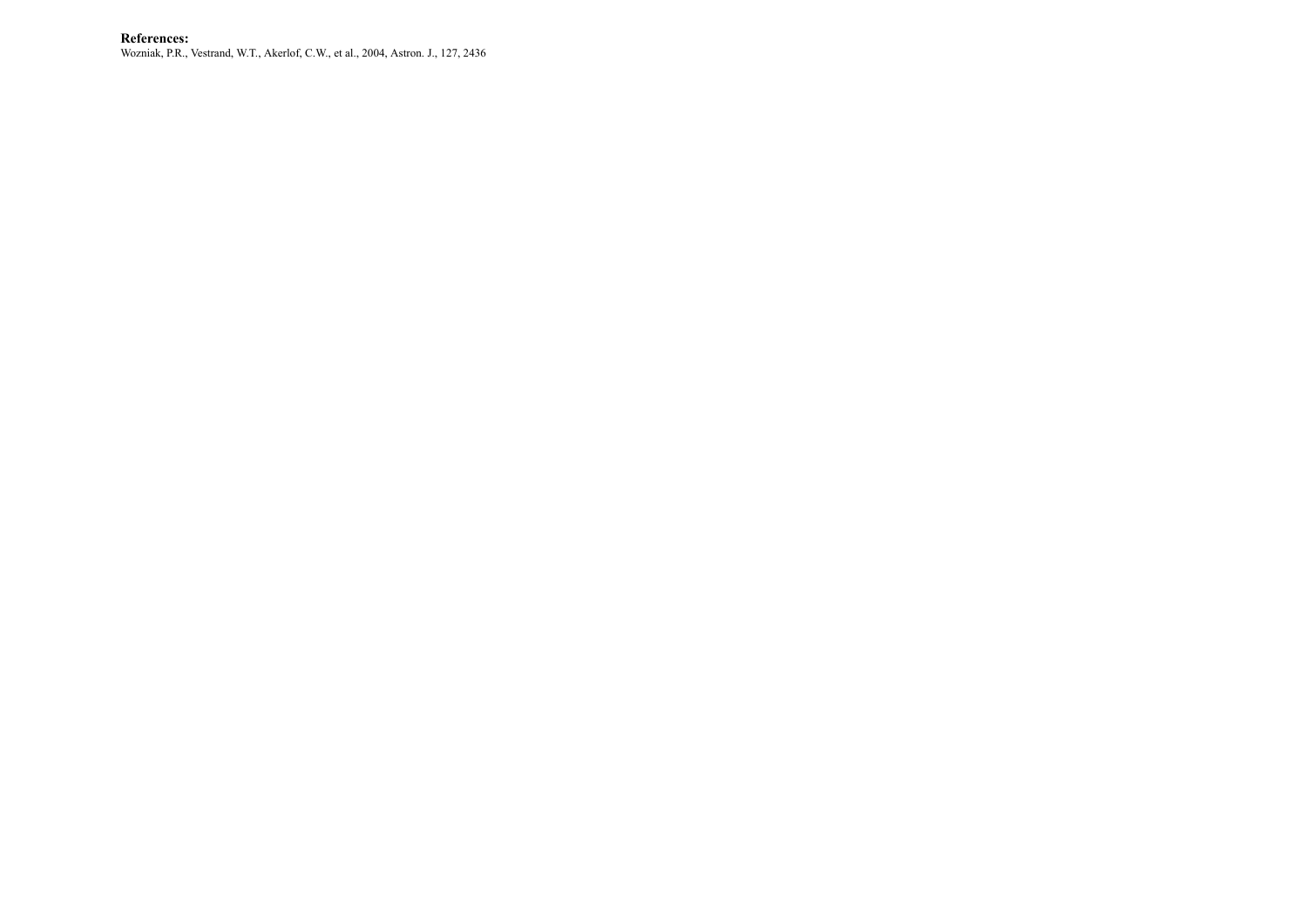**References:**

Wozniak, P.R., Vestrand, W.T., Akerlof, C.W., et al., 2004, Astron. J., 127, 2436